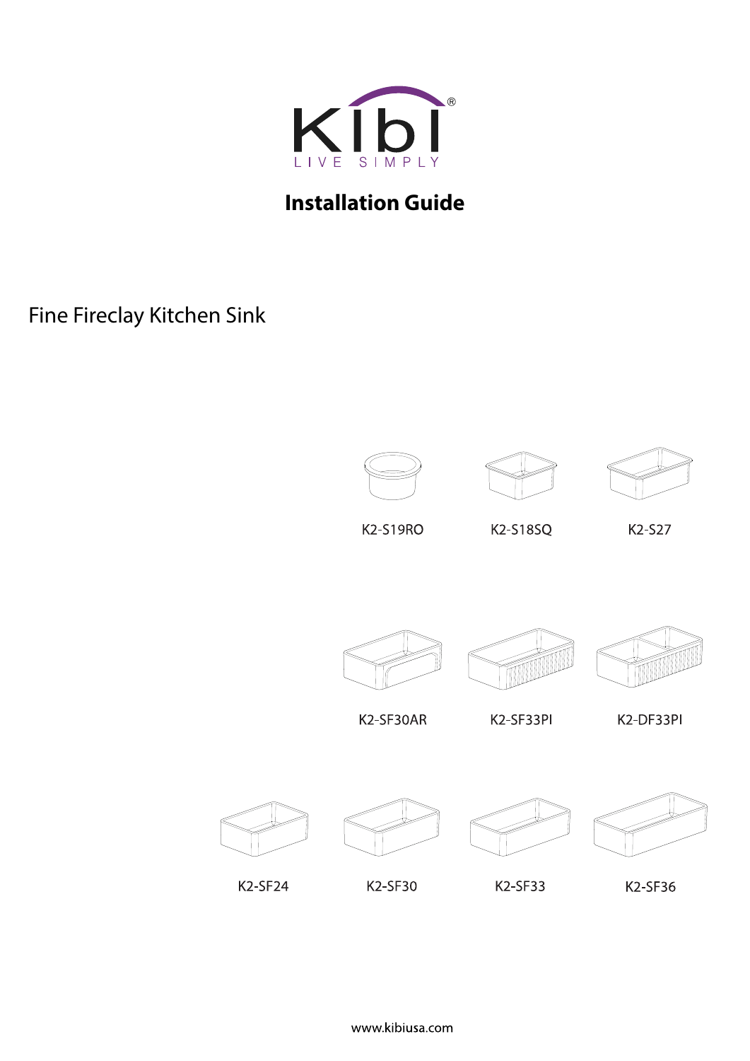Kibi
LIVE SIMPLY

# Installation Guide

## Fine Fireclay Kitchen Sink

K2-S19RO

K2-S18SQ

K2-S27

K2-SF30AR

K2-SF33PI

K2-DF33PI

K2-SF24

K2-SF30

K2-SF33

K2-SF36

www.kibiusa.com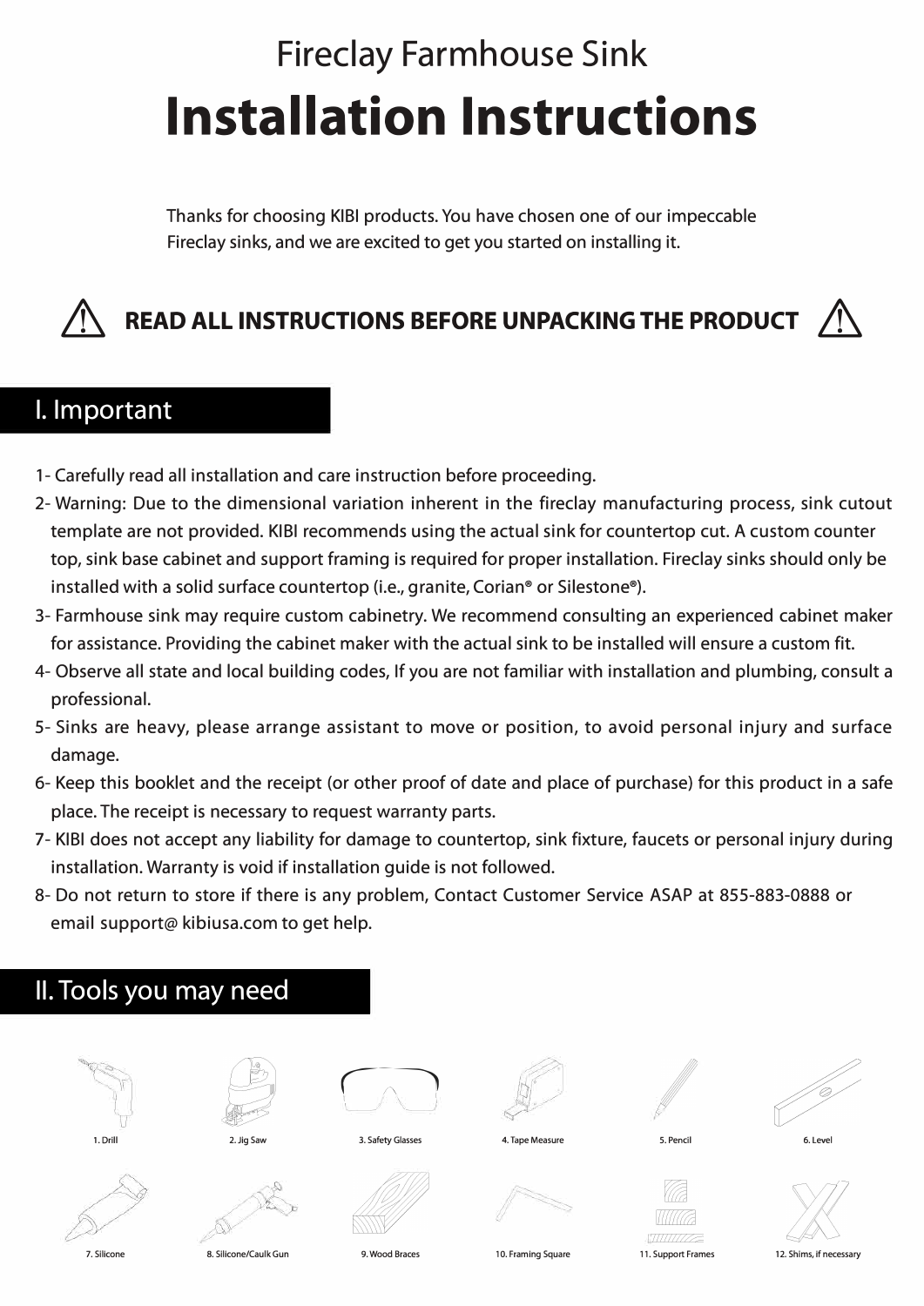# Fireclay Farmhouse Sink

# Installation Instructions

Thanks for choosing KIBI products. You have chosen one of our impeccable Fireclay sinks, and we are excited to get you started on installing it.

**READ ALL INSTRUCTIONS BEFORE UNPACKING THE PRODUCT**

## I. Important

1- Carefully read all installation and care instruction before proceeding.

2- Warning: Due to the dimensional variation inherent in the fireclay manufacturing process, sink cutout template are not provided. KIBI recommends using the actual sink for countertop cut. A custom counter top, sink base cabinet and support framing is required for proper installation. Fireclay sinks should only be installed with a solid surface countertop (i.e., granite, Corian® or Silestone®).

3- Farmhouse sink may require custom cabinetry. We recommend consulting an experienced cabinet maker for assistance. Providing the cabinet maker with the actual sink to be installed will ensure a custom fit.

4- Observe all state and local building codes, If you are not familiar with installation and plumbing, consult a professional.

5- Sinks are heavy, please arrange assistant to move or position, to avoid personal injury and surface damage.

6- Keep this booklet and the receipt (or other proof of date and place of purchase) for this product in a safe place. The receipt is necessary to request warranty parts.

7- KIBI does not accept any liability for damage to countertop, sink fixture, faucets or personal injury during installation. Warranty is void if installation guide is not followed.

8- Do not return to store if there is any problem, Contact Customer Service ASAP at 855-883-0888 or email support@ kibiusa.com to get help.

## II. Tools you may need

1. Drill
2. Jig Saw
3. Safety Glasses
4. Tape Measure
5. Pencil
6. Level
7. Silicone
8. Silicone/Caulk Gun
9. Wood Braces
10. Framing Square
11. Support Frames
12. Shims, if necessary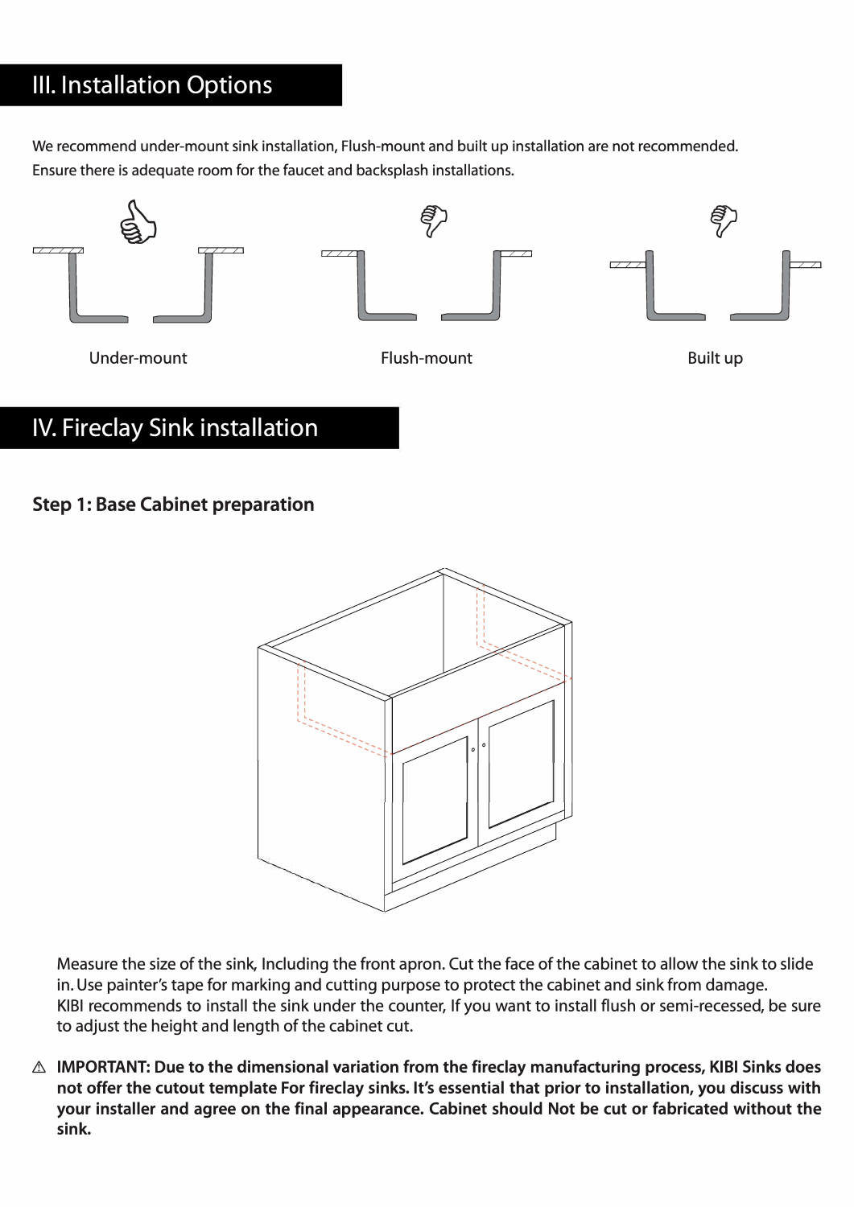# III. Installation Options

We recommend under-mount sink installation, Flush-mount and built up installation are not recommended.
Ensure there is adequate room for the faucet and backsplash installations.

Under-mount

Flush-mount

Built up

# IV. Fireclay Sink installation

## Step 1: Base Cabinet preparation

Measure the size of the sink, Including the front apron. Cut the face of the cabinet to allow the sink to slide in. Use painter's tape for marking and cutting purpose to protect the cabinet and sink from damage.
KIBI recommends to install the sink under the counter, If you want to install flush or semi-recessed, be sure to adjust the height and length of the cabinet cut.

⚠ **IMPORTANT: Due to the dimensional variation from the fireclay manufacturing process, KIBI Sinks does not offer the cutout template For fireclay sinks. It's essential that prior to installation, you discuss with your installer and agree on the final appearance. Cabinet should Not be cut or fabricated without the sink.**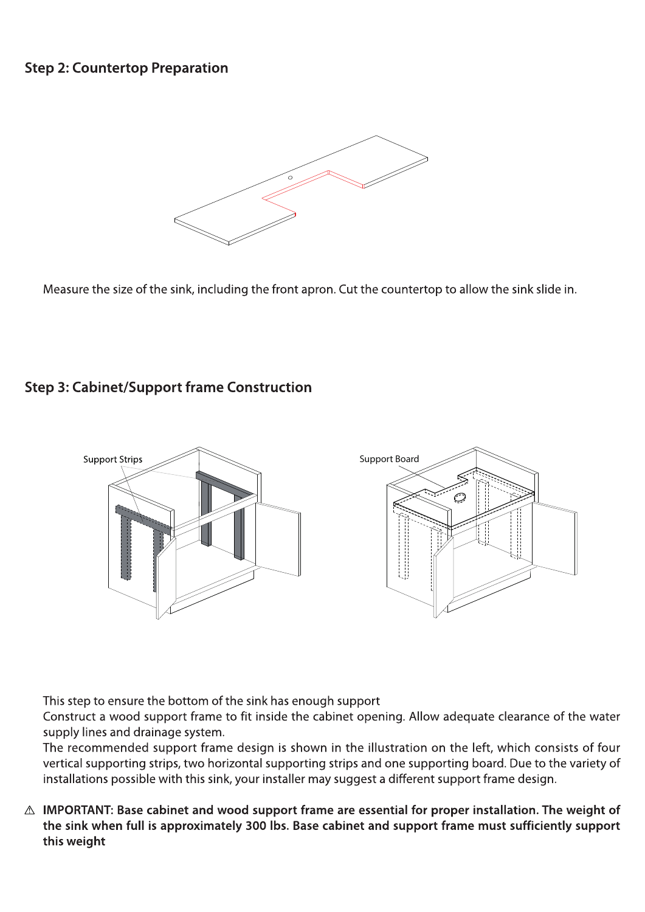## Step 2: Countertop Preparation

Measure the size of the sink, including the front apron. Cut the countertop to allow the sink slide in.

## Step 3: Cabinet/Support frame Construction

Support Strips

Support Board

This step to ensure the bottom of the sink has enough support

Construct a wood support frame to fit inside the cabinet opening. Allow adequate clearance of the water supply lines and drainage system.

The recommended support frame design is shown in the illustration on the left, which consists of four vertical supporting strips, two horizontal supporting strips and one supporting board. Due to the variety of installations possible with this sink, your installer may suggest a different support frame design.

⚠ **IMPORTANT: Base cabinet and wood support frame are essential for proper installation. The weight of the sink when full is approximately 300 lbs. Base cabinet and support frame must sufficiently support this weight**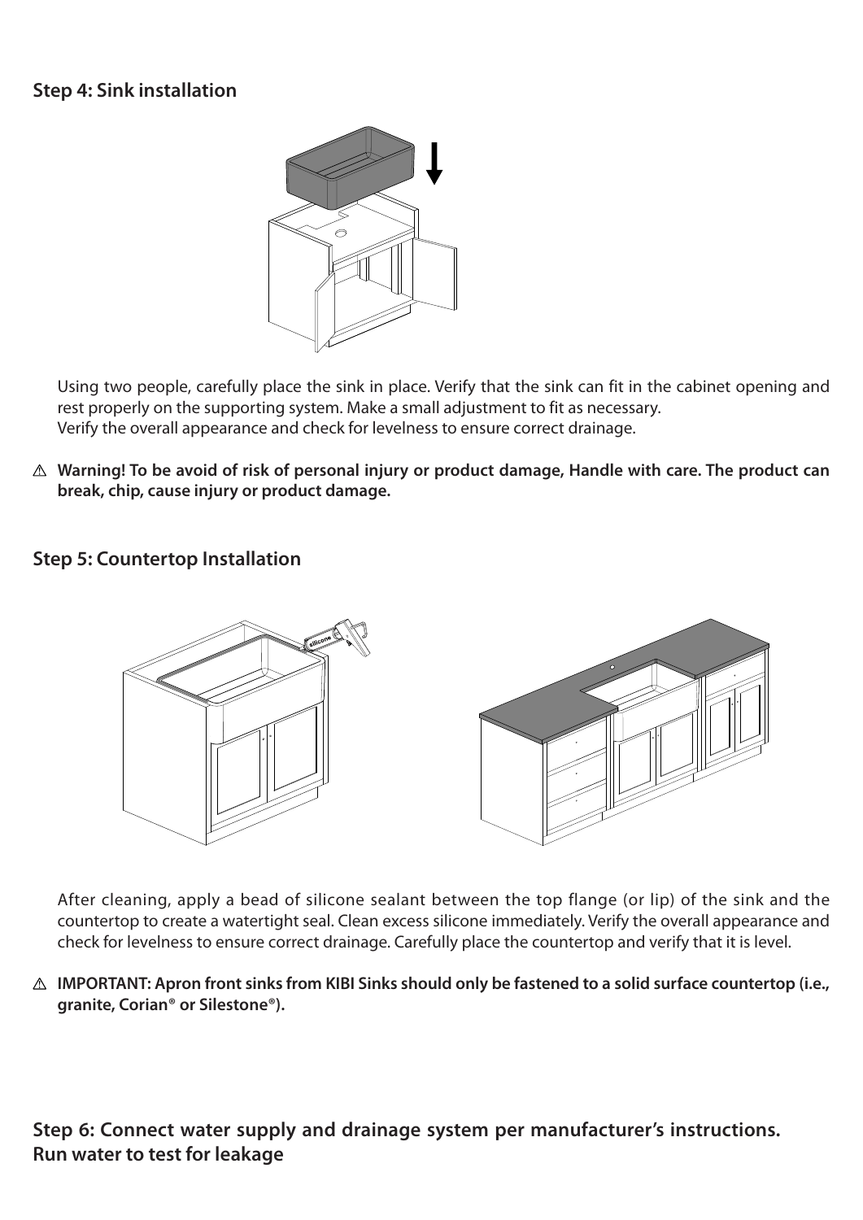## Step 4: Sink installation

Using two people, carefully place the sink in place. Verify that the sink can fit in the cabinet opening and rest properly on the supporting system. Make a small adjustment to fit as necessary.
Verify the overall appearance and check for levelness to ensure correct drainage.

⚠ **Warning! To be avoid of risk of personal injury or product damage, Handle with care. The product can break, chip, cause injury or product damage.**

## Step 5: Countertop Installation

After cleaning, apply a bead of silicone sealant between the top flange (or lip) of the sink and the countertop to create a watertight seal. Clean excess silicone immediately. Verify the overall appearance and check for levelness to ensure correct drainage. Carefully place the countertop and verify that it is level.

⚠ **IMPORTANT: Apron front sinks from KIBI Sinks should only be fastened to a solid surface countertop (i.e., granite, Corian® or Silestone®).**

## Step 6: Connect water supply and drainage system per manufacturer's instructions. Run water to test for leakage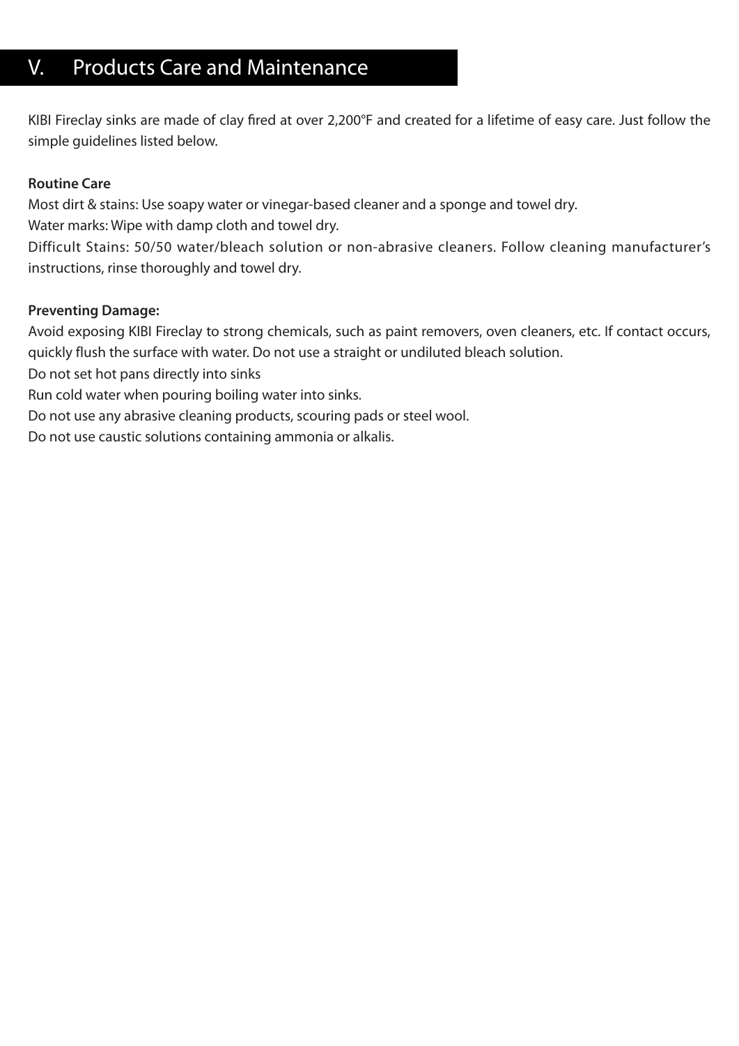## V. Products Care and Maintenance

KIBI Fireclay sinks are made of clay fired at over 2,200°F and created for a lifetime of easy care. Just follow the simple guidelines listed below.

**Routine Care**

Most dirt & stains: Use soapy water or vinegar-based cleaner and a sponge and towel dry.

Water marks: Wipe with damp cloth and towel dry.

Difficult Stains: 50/50 water/bleach solution or non-abrasive cleaners. Follow cleaning manufacturer's instructions, rinse thoroughly and towel dry.

**Preventing Damage:**

Avoid exposing KIBI Fireclay to strong chemicals, such as paint removers, oven cleaners, etc. If contact occurs, quickly flush the surface with water. Do not use a straight or undiluted bleach solution.

Do not set hot pans directly into sinks

Run cold water when pouring boiling water into sinks.

Do not use any abrasive cleaning products, scouring pads or steel wool.

Do not use caustic solutions containing ammonia or alkalis.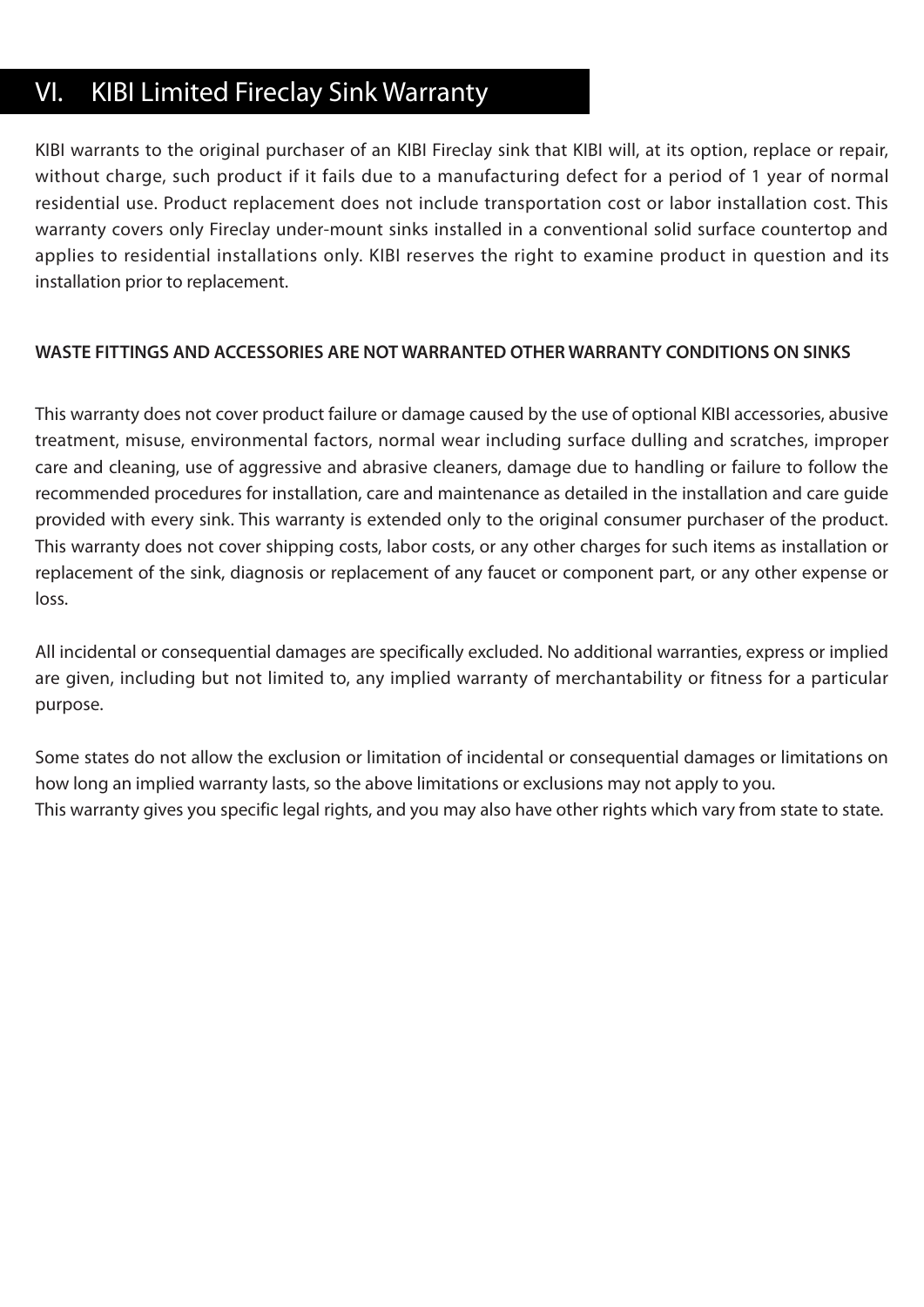## VI. KIBI Limited Fireclay Sink Warranty

KIBI warrants to the original purchaser of an KIBI Fireclay sink that KIBI will, at its option, replace or repair, without charge, such product if it fails due to a manufacturing defect for a period of 1 year of normal residential use. Product replacement does not include transportation cost or labor installation cost. This warranty covers only Fireclay under-mount sinks installed in a conventional solid surface countertop and applies to residential installations only. KIBI reserves the right to examine product in question and its installation prior to replacement.

**WASTE FITTINGS AND ACCESSORIES ARE NOT WARRANTED OTHER WARRANTY CONDITIONS ON SINKS**

This warranty does not cover product failure or damage caused by the use of optional KIBI accessories, abusive treatment, misuse, environmental factors, normal wear including surface dulling and scratches, improper care and cleaning, use of aggressive and abrasive cleaners, damage due to handling or failure to follow the recommended procedures for installation, care and maintenance as detailed in the installation and care guide provided with every sink. This warranty is extended only to the original consumer purchaser of the product. This warranty does not cover shipping costs, labor costs, or any other charges for such items as installation or replacement of the sink, diagnosis or replacement of any faucet or component part, or any other expense or loss.

All incidental or consequential damages are specifically excluded. No additional warranties, express or implied are given, including but not limited to, any implied warranty of merchantability or fitness for a particular purpose.

Some states do not allow the exclusion or limitation of incidental or consequential damages or limitations on how long an implied warranty lasts, so the above limitations or exclusions may not apply to you.
This warranty gives you specific legal rights, and you may also have other rights which vary from state to state.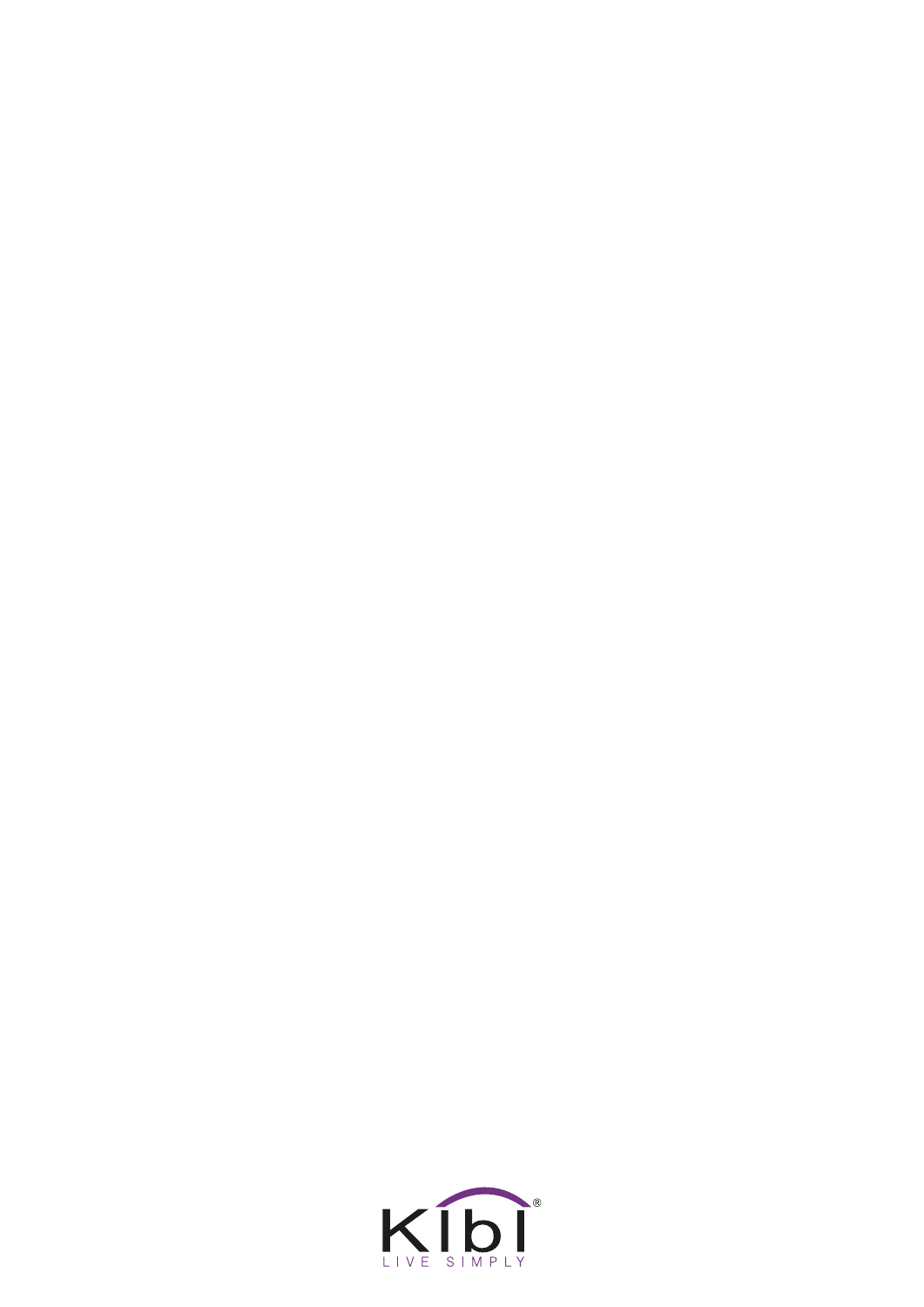Kibi®

LIVE SIMPLY